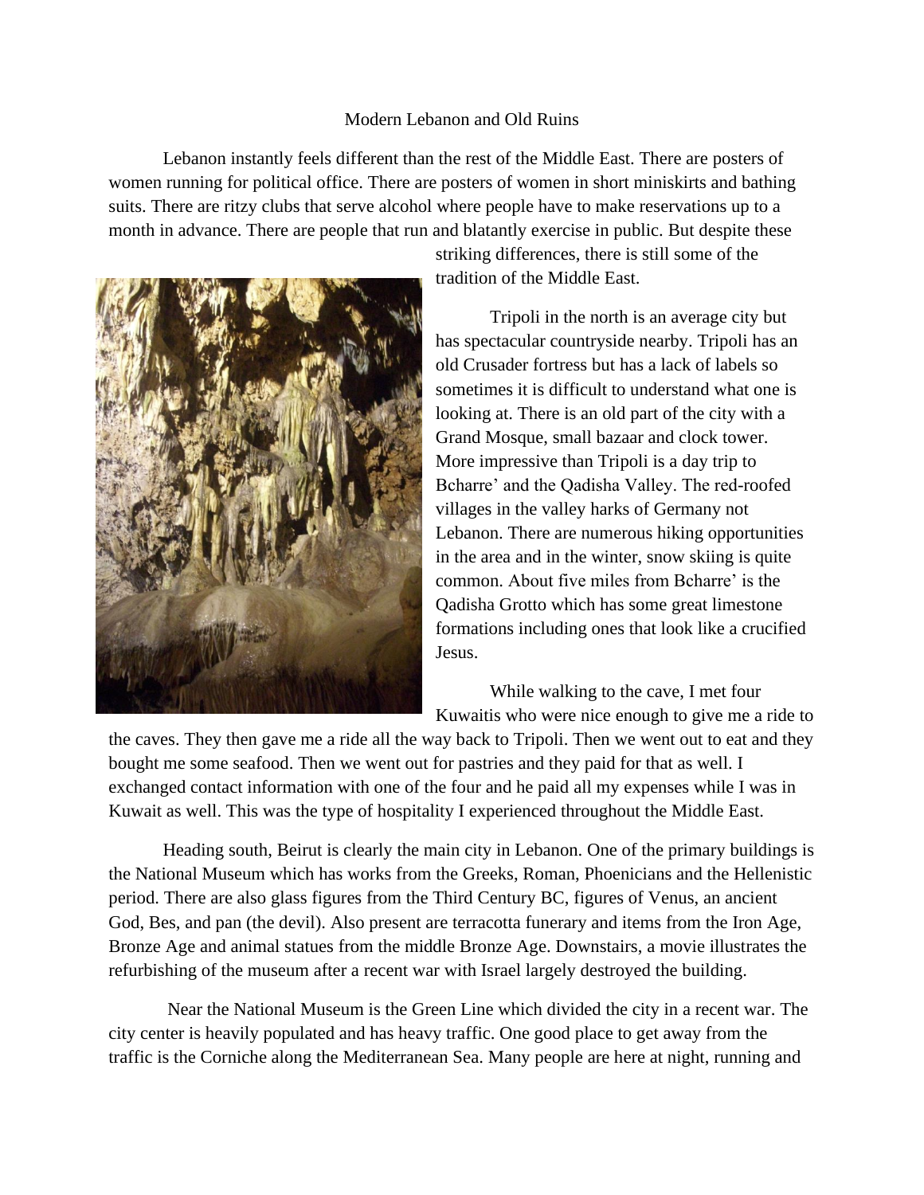# Modern Lebanon and Old Ruins

Lebanon instantly feels different than the rest of the Middle East. There are posters of women running for political office. There are posters of women in short miniskirts and bathing suits. There are ritzy clubs that serve alcohol where people have to make reservations up to a month in advance. There are people that run and blatantly exercise in public. But despite these striking differences, there is still some of the tradition of the Middle East.

Tripoli in the north is an average city but has spectacular countryside nearby. Tripoli has an old Crusader fortress but has a lack of labels so sometimes it is difficult to understand what one is looking at. There is an old part of the city with a Grand Mosque, small bazaar and clock tower. More impressive than Tripoli is a day trip to Bcharre' and the Qadisha Valley. The red-roofed villages in the valley harks of Germany not Lebanon. There are numerous hiking opportunities in the area and in the winter, snow skiing is quite common. About five miles from Bcharre' is the Qadisha Grotto which has some great limestone formations including ones that look like a crucified Jesus.

While walking to the cave, I met four Kuwaitis who were nice enough to give me a ride to the caves. They then gave me a ride all the way back to Tripoli. Then we went out to eat and they bought me some seafood. Then we went out for pastries and they paid for that as well. I exchanged contact information with one of the four and he paid all my expenses while I was in Kuwait as well. This was the type of hospitality I experienced throughout the Middle East.

Heading south, Beirut is clearly the main city in Lebanon. One of the primary buildings is the National Museum which has works from the Greeks, Roman, Phoenicians and the Hellenistic period. There are also glass figures from the Third Century BC, figures of Venus, an ancient God, Bes, and pan (the devil). Also present are terracotta funerary and items from the Iron Age, Bronze Age and animal statues from the middle Bronze Age. Downstairs, a movie illustrates the refurbishing of the museum after a recent war with Israel largely destroyed the building.

Near the National Museum is the Green Line which divided the city in a recent war. The city center is heavily populated and has heavy traffic. One good place to get away from the traffic is the Corniche along the Mediterranean Sea. Many people are here at night, running and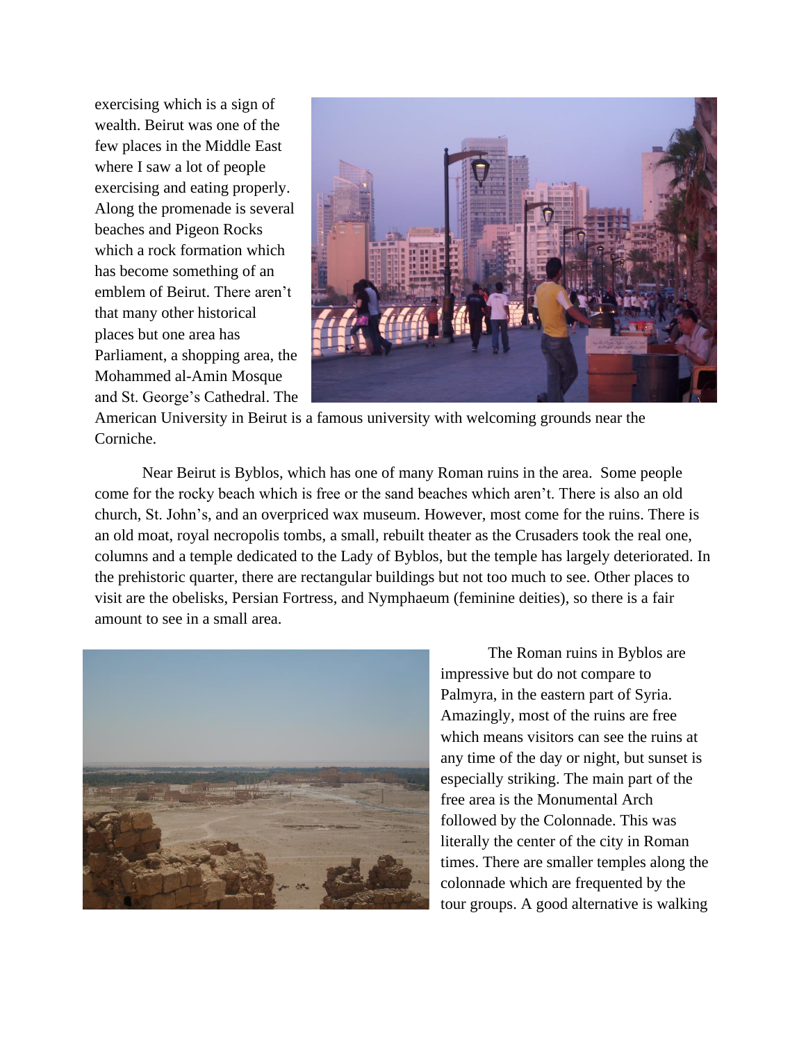exercising which is a sign of wealth. Beirut was one of the few places in the Middle East where I saw a lot of people exercising and eating properly. Along the promenade is several beaches and Pigeon Rocks which a rock formation which has become something of an emblem of Beirut. There aren't that many other historical places but one area has Parliament, a shopping area, the Mohammed al-Amin Mosque and St. George's Cathedral. The American University in Beirut is a famous university with welcoming grounds near the Corniche.

Near Beirut is Byblos, which has one of many Roman ruins in the area. Some people come for the rocky beach which is free or the sand beaches which aren't. There is also an old church, St. John's, and an overpriced wax museum. However, most come for the ruins. There is an old moat, royal necropolis tombs, a small, rebuilt theater as the Crusaders took the real one, columns and a temple dedicated to the Lady of Byblos, but the temple has largely deteriorated. In the prehistoric quarter, there are rectangular buildings but not too much to see. Other places to visit are the obelisks, Persian Fortress, and Nymphaeum (feminine deities), so there is a fair amount to see in a small area.

The Roman ruins in Byblos are impressive but do not compare to Palmyra, in the eastern part of Syria. Amazingly, most of the ruins are free which means visitors can see the ruins at any time of the day or night, but sunset is especially striking. The main part of the free area is the Monumental Arch followed by the Colonnade. This was literally the center of the city in Roman times. There are smaller temples along the colonnade which are frequented by the tour groups. A good alternative is walking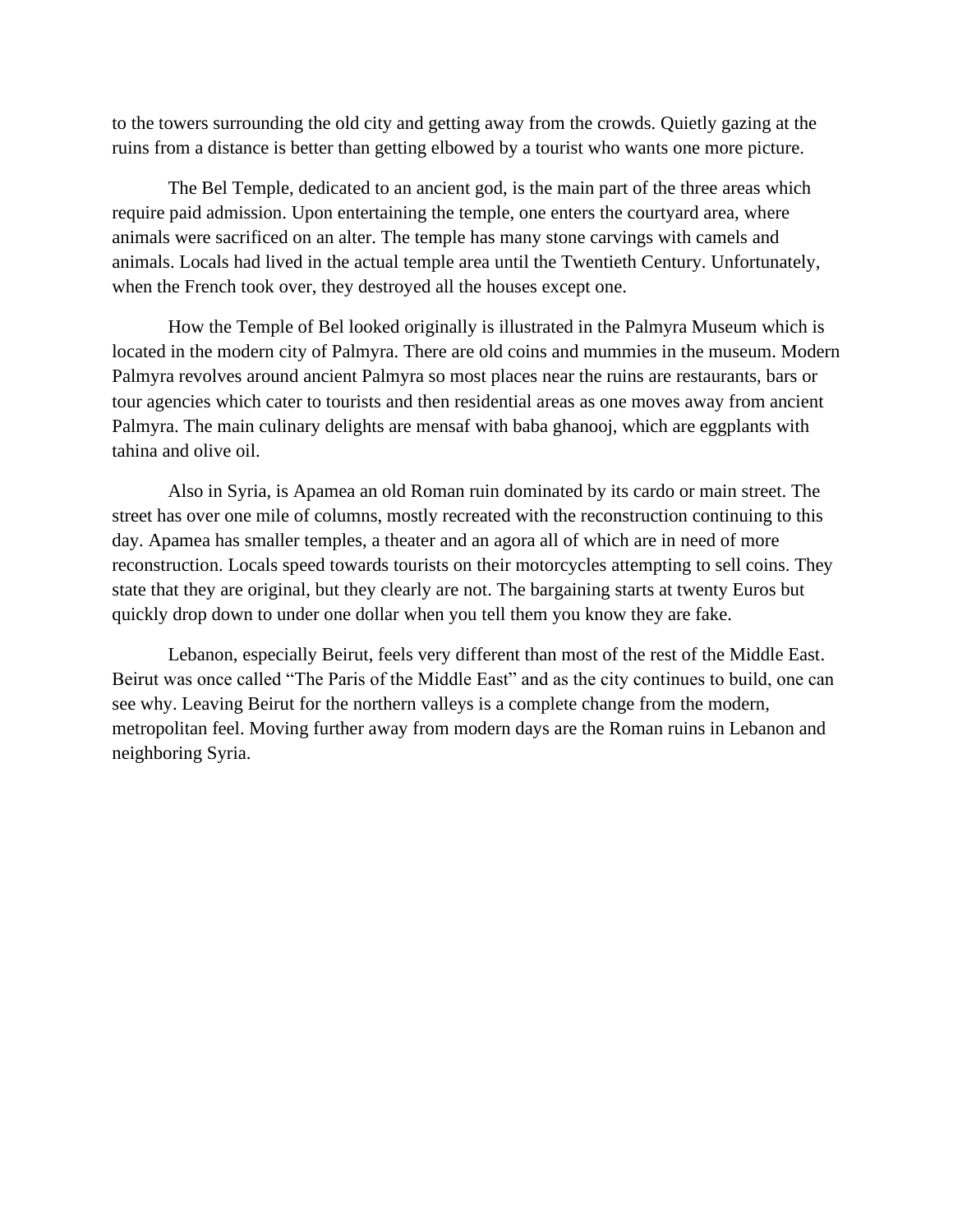to the towers surrounding the old city and getting away from the crowds. Quietly gazing at the ruins from a distance is better than getting elbowed by a tourist who wants one more picture.

The Bel Temple, dedicated to an ancient god, is the main part of the three areas which require paid admission. Upon entertaining the temple, one enters the courtyard area, where animals were sacrificed on an alter. The temple has many stone carvings with camels and animals. Locals had lived in the actual temple area until the Twentieth Century. Unfortunately, when the French took over, they destroyed all the houses except one.

How the Temple of Bel looked originally is illustrated in the Palmyra Museum which is located in the modern city of Palmyra. There are old coins and mummies in the museum. Modern Palmyra revolves around ancient Palmyra so most places near the ruins are restaurants, bars or tour agencies which cater to tourists and then residential areas as one moves away from ancient Palmyra. The main culinary delights are mensaf with baba ghanooj, which are eggplants with tahina and olive oil.

Also in Syria, is Apamea an old Roman ruin dominated by its cardo or main street. The street has over one mile of columns, mostly recreated with the reconstruction continuing to this day. Apamea has smaller temples, a theater and an agora all of which are in need of more reconstruction. Locals speed towards tourists on their motorcycles attempting to sell coins. They state that they are original, but they clearly are not. The bargaining starts at twenty Euros but quickly drop down to under one dollar when you tell them you know they are fake.

Lebanon, especially Beirut, feels very different than most of the rest of the Middle East. Beirut was once called "The Paris of the Middle East" and as the city continues to build, one can see why. Leaving Beirut for the northern valleys is a complete change from the modern, metropolitan feel. Moving further away from modern days are the Roman ruins in Lebanon and neighboring Syria.